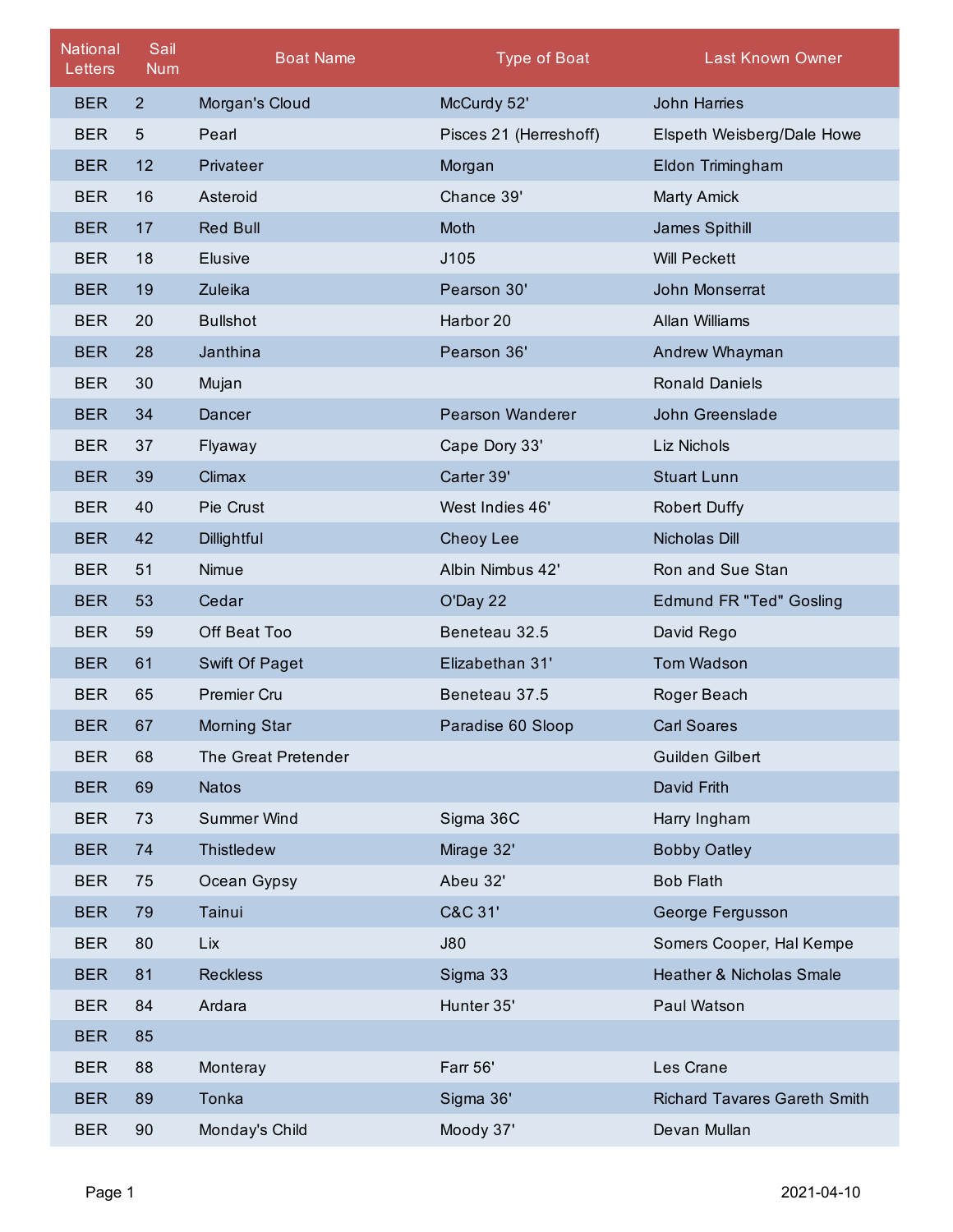| National Letters | Sail Num | Boat Name | Type of Boat | Last Known Owner |
|---|---|---|---|---|
| BER | 2 | Morgan's Cloud | McCurdy 52' | John Harries |
| BER | 5 | Pearl | Pisces 21 (Herreshoff) | Elspeth Weisberg/Dale Howe |
| BER | 12 | Privateer | Morgan | Eldon Trimingham |
| BER | 16 | Asteroid | Chance 39' | Marty Amick |
| BER | 17 | Red Bull | Moth | James Spithill |
| BER | 18 | Elusive | J105 | Will Peckett |
| BER | 19 | Zuleika | Pearson 30' | John Monserrat |
| BER | 20 | Bullshot | Harbor 20 | Allan Williams |
| BER | 28 | Janthina | Pearson 36' | Andrew Whayman |
| BER | 30 | Mujan | | Ronald Daniels |
| BER | 34 | Dancer | Pearson Wanderer | John Greenslade |
| BER | 37 | Flyaway | Cape Dory 33' | Liz Nichols |
| BER | 39 | Climax | Carter 39' | Stuart Lunn |
| BER | 40 | Pie Crust | West Indies 46' | Robert Duffy |
| BER | 42 | Dillightful | Cheoy Lee | Nicholas Dill |
| BER | 51 | Nimue | Albin Nimbus 42' | Ron and Sue Stan |
| BER | 53 | Cedar | O'Day 22 | Edmund FR "Ted" Gosling |
| BER | 59 | Off Beat Too | Beneteau 32.5 | David Rego |
| BER | 61 | Swift Of Paget | Elizabethan 31' | Tom Wadson |
| BER | 65 | Premier Cru | Beneteau 37.5 | Roger Beach |
| BER | 67 | Morning Star | Paradise 60 Sloop | Carl Soares |
| BER | 68 | The Great Pretender | | Guilden Gilbert |
| BER | 69 | Natos | | David Frith |
| BER | 73 | Summer Wind | Sigma 36C | Harry Ingham |
| BER | 74 | Thistledew | Mirage 32' | Bobby Oatley |
| BER | 75 | Ocean Gypsy | Abeu 32' | Bob Flath |
| BER | 79 | Tainui | C&C 31' | George Fergusson |
| BER | 80 | Lix | J80 | Somers Cooper, Hal Kempe |
| BER | 81 | Reckless | Sigma 33 | Heather & Nicholas Smale |
| BER | 84 | Ardara | Hunter 35' | Paul Watson |
| BER | 85 | | | |
| BER | 88 | Monteray | Farr 56' | Les Crane |
| BER | 89 | Tonka | Sigma 36' | Richard Tavares Gareth Smith |
| BER | 90 | Monday's Child | Moody 37' | Devan Mullan |

2021-04-10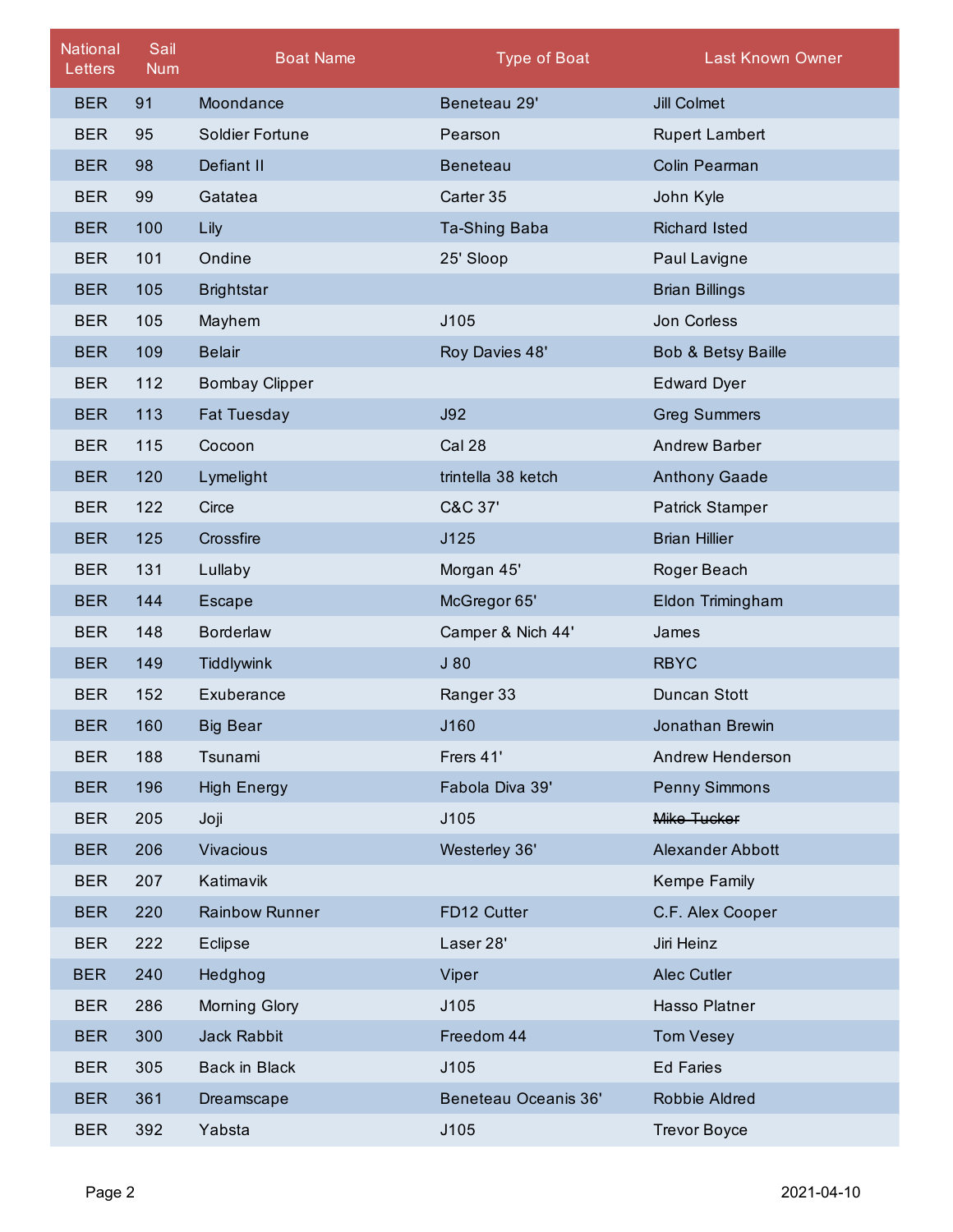| National Letters | Sail Num | Boat Name | Type of Boat | Last Known Owner |
|---|---|---|---|---|
| BER | 91 | Moondance | Beneteau 29' | Jill Colmet |
| BER | 95 | Soldier Fortune | Pearson | Rupert Lambert |
| BER | 98 | Defiant II | Beneteau | Colin Pearman |
| BER | 99 | Gatatea | Carter 35 | John Kyle |
| BER | 100 | Lily | Ta-Shing Baba | Richard Isted |
| BER | 101 | Ondine | 25' Sloop | Paul Lavigne |
| BER | 105 | Brightstar | | Brian Billings |
| BER | 105 | Mayhem | J105 | Jon Corless |
| BER | 109 | Belair | Roy Davies 48' | Bob & Betsy Baille |
| BER | 112 | Bombay Clipper | | Edward Dyer |
| BER | 113 | Fat Tuesday | J92 | Greg Summers |
| BER | 115 | Cocoon | Cal 28 | Andrew Barber |
| BER | 120 | Lymelight | trintella 38 ketch | Anthony Gaade |
| BER | 122 | Circe | C&C 37' | Patrick Stamper |
| BER | 125 | Crossfire | J125 | Brian Hillier |
| BER | 131 | Lullaby | Morgan 45' | Roger Beach |
| BER | 144 | Escape | McGregor 65' | Eldon Trimingham |
| BER | 148 | Borderlaw | Camper & Nich 44' | James |
| BER | 149 | Tiddlywink | J 80 | RBYC |
| BER | 152 | Exuberance | Ranger 33 | Duncan Stott |
| BER | 160 | Big Bear | J160 | Jonathan Brewin |
| BER | 188 | Tsunami | Frers 41' | Andrew Henderson |
| BER | 196 | High Energy | Fabola Diva 39' | Penny Simmons |
| BER | 205 | Joji | J105 | ~~Mike Tucker~~ |
| BER | 206 | Vivacious | Westerley 36' | Alexander Abbott |
| BER | 207 | Katimavik | | Kempe Family |
| BER | 220 | Rainbow Runner | FD12 Cutter | C.F. Alex Cooper |
| BER | 222 | Eclipse | Laser 28' | Jiri Heinz |
| BER | 240 | Hedghog | Viper | Alec Cutler |
| BER | 286 | Morning Glory | J105 | Hasso Platner |
| BER | 300 | Jack Rabbit | Freedom 44 | Tom Vesey |
| BER | 305 | Back in Black | J105 | Ed Faries |
| BER | 361 | Dreamscape | Beneteau Oceanis 36' | Robbie Aldred |
| BER | 392 | Yabsta | J105 | Trevor Boyce |

2021-04-10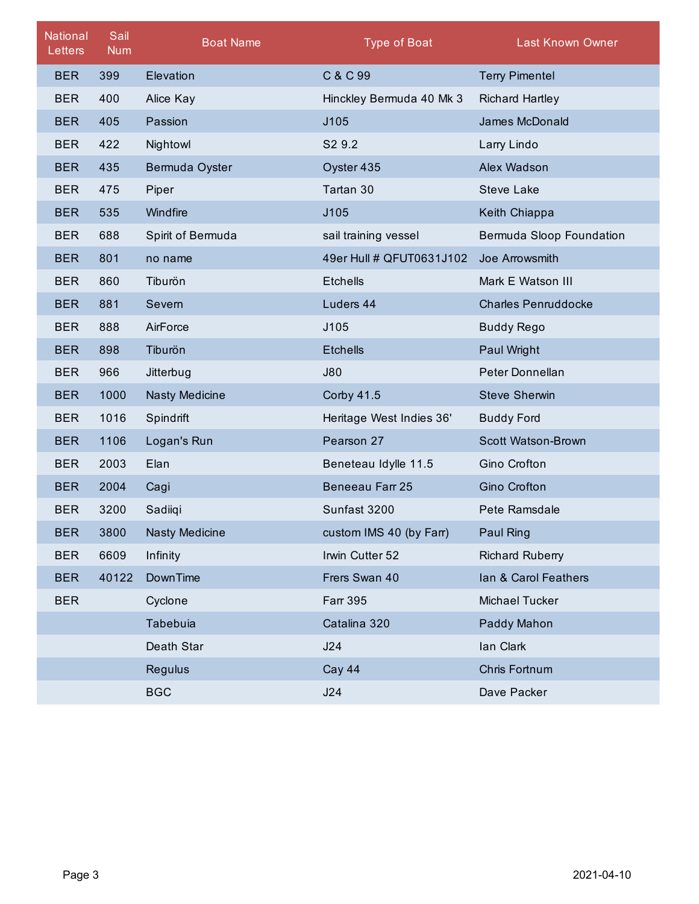| National Letters | Sail Num | Boat Name | Type of Boat | Last Known Owner |
|---|---|---|---|---|
| BER | 399 | Elevation | C & C 99 | Terry Pimentel |
| BER | 400 | Alice Kay | Hinckley Bermuda 40 Mk 3 | Richard Hartley |
| BER | 405 | Passion | J105 | James McDonald |
| BER | 422 | Nightowl | S2 9.2 | Larry Lindo |
| BER | 435 | Bermuda Oyster | Oyster 435 | Alex Wadson |
| BER | 475 | Piper | Tartan 30 | Steve Lake |
| BER | 535 | Windfire | J105 | Keith Chiappa |
| BER | 688 | Spirit of Bermuda | sail training vessel | Bermuda Sloop Foundation |
| BER | 801 | no name | 49er Hull # QFUT0631J102 | Joe Arrowsmith |
| BER | 860 | Tiburön | Etchells | Mark E Watson III |
| BER | 881 | Severn | Luders 44 | Charles Penruddocke |
| BER | 888 | AirForce | J105 | Buddy Rego |
| BER | 898 | Tiburön | Etchells | Paul Wright |
| BER | 966 | Jitterbug | J80 | Peter Donnellan |
| BER | 1000 | Nasty Medicine | Corby 41.5 | Steve Sherwin |
| BER | 1016 | Spindrift | Heritage West Indies 36' | Buddy Ford |
| BER | 1106 | Logan's Run | Pearson 27 | Scott Watson-Brown |
| BER | 2003 | Elan | Beneteau Idylle 11.5 | Gino Crofton |
| BER | 2004 | Cagi | Beneeau Farr 25 | Gino Crofton |
| BER | 3200 | Sadiiqi | Sunfast 3200 | Pete Ramsdale |
| BER | 3800 | Nasty Medicine | custom IMS 40 (by Farr) | Paul Ring |
| BER | 6609 | Infinity | Irwin Cutter 52 | Richard Ruberry |
| BER | 40122 | DownTime | Frers Swan 40 | Ian & Carol Feathers |
| BER | | Cyclone | Farr 395 | Michael Tucker |
| | | Tabebuia | Catalina 320 | Paddy Mahon |
| | | Death Star | J24 | Ian Clark |
| | | Regulus | Cay 44 | Chris Fortnum |
| | | BGC | J24 | Dave Packer |

2021-04-10